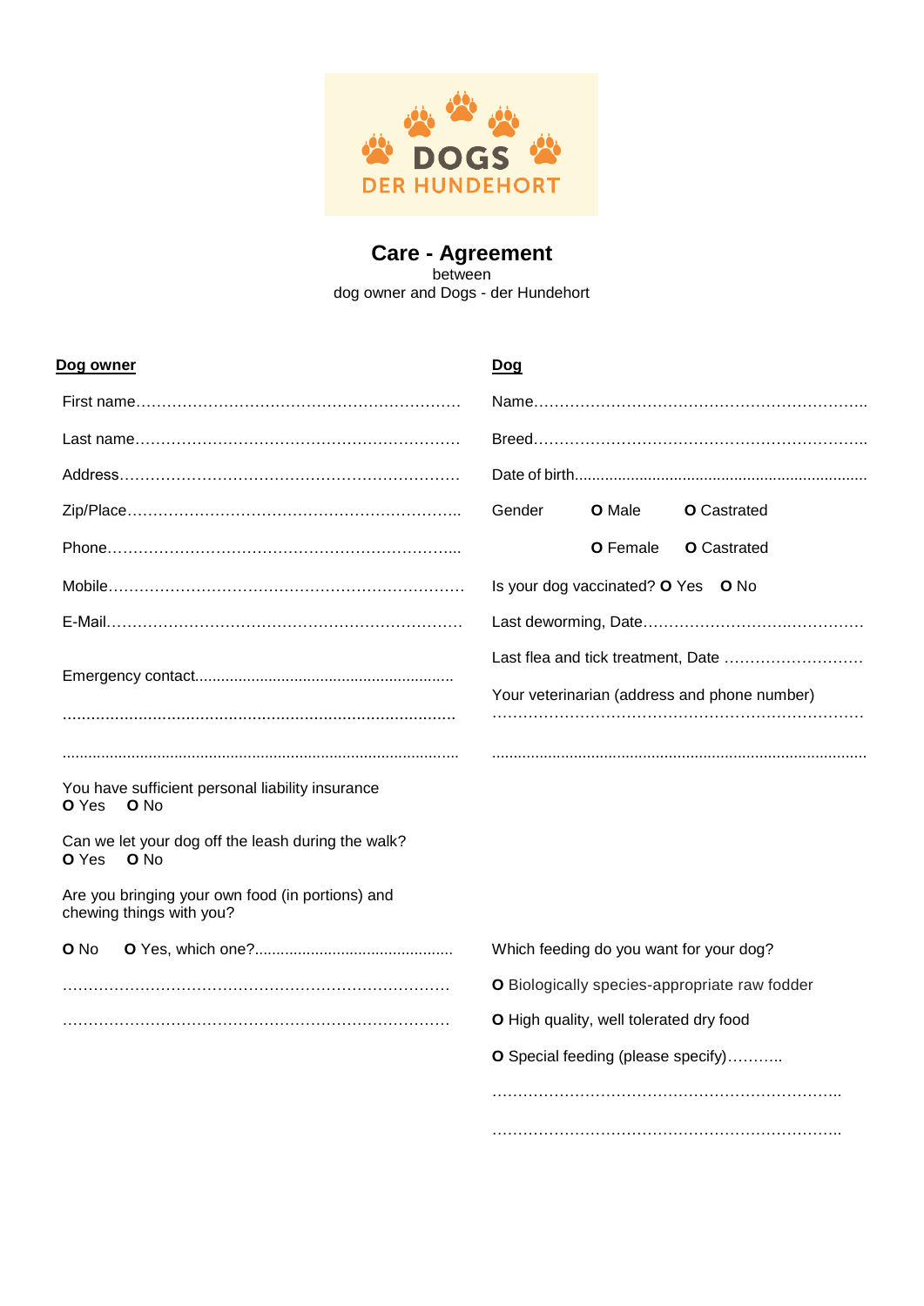DOGS
DER HUNDEHORT

# Care - Agreement

between
dog owner and Dogs - der Hundehort

**Dog owner**

First name……………………………………………………

Last name……………………………………………………

Address………………………………………………………

Zip/Place……………………………………………………..

Phone…………………………………………………………...

Mobile…………………………………………………………

E-Mail…………………………………………………………

Emergency contact...........................................................

.....................................................................................

.....................................................................................

You have sufficient personal liability insurance
**O** Yes **O** No

Can we let your dog off the leash during the walk?
**O** Yes **O** No

Are you bringing your own food (in portions) and chewing things with you?

**O** No **O** Yes, which one?.............................................

………………………………………………………………

………………………………………………………………

**Dog**

Name…………………………………………………………..

Breed…………………………………………………………..

Date of birth...................................................................

Gender **O** Male **O** Castrated

**O** Female **O** Castrated

Is your dog vaccinated? **O** Yes **O** No

Last deworming, Date……………………………………

Last flea and tick treatment, Date ………………………

Your veterinarian (address and phone number)
…………………………………………………………………

.....................................................................................

Which feeding do you want for your dog?

**O** Biologically species-appropriate raw fodder

**O** High quality, well tolerated dry food

**O** Special feeding (please specify)………..

……………………………………………………………..

……………………………………………………………..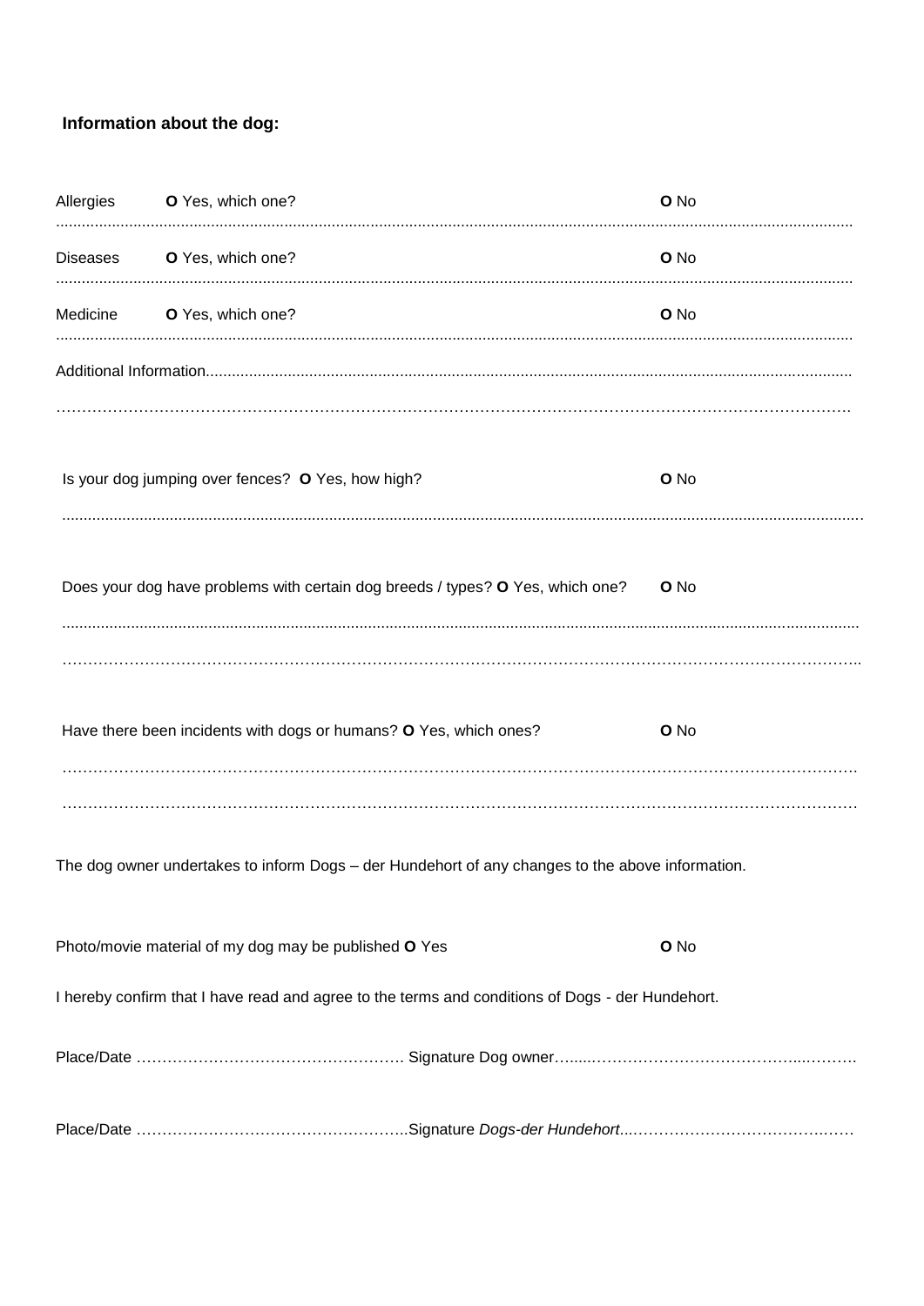**Information about the dog:**

Allergies **O** Yes, which one? **O** No

..................................................................................................................................................................................

Diseases **O** Yes, which one? **O** No

..................................................................................................................................................................................

Medicine **O** Yes, which one? **O** No

..................................................................................................................................................................................

Additional Information....................................................................................................................................................

………………………………………………………………………………………………………………………………

Is your dog jumping over fences? **O** Yes, how high? **O** No

..................................................................................................................................................................................

Does your dog have problems with certain dog breeds / types? **O** Yes, which one? **O** No

..................................................................................................................................................................................

………………………………………………………………………………………………………………………………..

Have there been incidents with dogs or humans? **O** Yes, which ones? **O** No

………………………………………………………………………………………………………………………………

………………………………………………………………………………………………………………………………

The dog owner undertakes to inform Dogs – der Hundehort of any changes to the above information.

Photo/movie material of my dog may be published **O** Yes **O** No

I hereby confirm that I have read and agree to the terms and conditions of Dogs - der Hundehort.

Place/Date ……………………………………………. Signature Dog owner…......……………………………………...……….

Place/Date ……………………………………………..Signature *Dogs-der Hundehort*..…………………………………….……